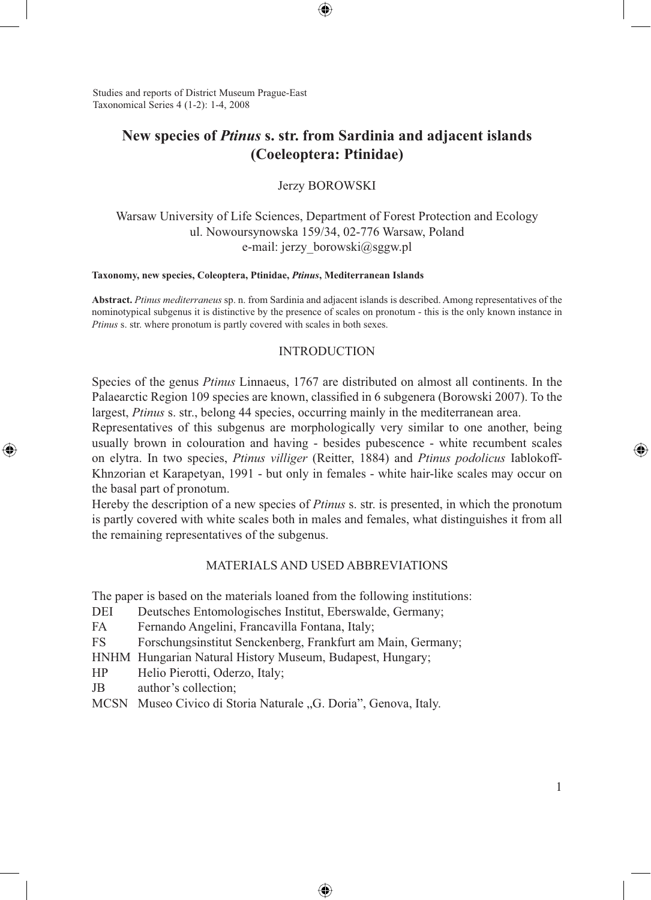# New species of *Ptinus* s. str. from Sardinia and adjacent islands (Coeleoptera: Ptinidae)

Jerzy BOROWSKI

Warsaw University of Life Sciences, Department of Forest Protection and Ecology
ul. Nowoursynowska 159/34, 02-776 Warsaw, Poland
e-mail: jerzy_borowski@sggw.pl

**Taxonomy, new species, Coleoptera, Ptinidae, *Ptinus*, Mediterranean Islands**

**Abstract.** *Ptinus mediterraneus* sp. n. from Sardinia and adjacent islands is described. Among representatives of the nominotypical subgenus it is distinctive by the presence of scales on pronotum - this is the only known instance in *Ptinus* s. str. where pronotum is partly covered with scales in both sexes.

## INTRODUCTION

Species of the genus *Ptinus* Linnaeus, 1767 are distributed on almost all continents. In the Palaearctic Region 109 species are known, classified in 6 subgenera (Borowski 2007). To the largest, *Ptinus* s. str., belong 44 species, occurring mainly in the mediterranean area.

Representatives of this subgenus are morphologically very similar to one another, being usually brown in colouration and having - besides pubescence - white recumbent scales on elytra. In two species, *Ptinus villiger* (Reitter, 1884) and *Ptinus podolicus* Iablokoff-Khnzorian et Karapetyan, 1991 - but only in females - white hair-like scales may occur on the basal part of pronotum.

Hereby the description of a new species of *Ptinus* s. str. is presented, in which the pronotum is partly covered with white scales both in males and females, what distinguishes it from all the remaining representatives of the subgenus.

## MATERIALS AND USED ABBREVIATIONS

The paper is based on the materials loaned from the following institutions:

- DEI Deutsches Entomologisches Institut, Eberswalde, Germany;
- FA Fernando Angelini, Francavilla Fontana, Italy;
- FS Forschungsinstitut Senckenberg, Frankfurt am Main, Germany;
- HNHM Hungarian Natural History Museum, Budapest, Hungary;
- HP Helio Pierotti, Oderzo, Italy;
- JB author's collection;
- MCSN Museo Civico di Storia Naturale „G. Doria", Genova, Italy.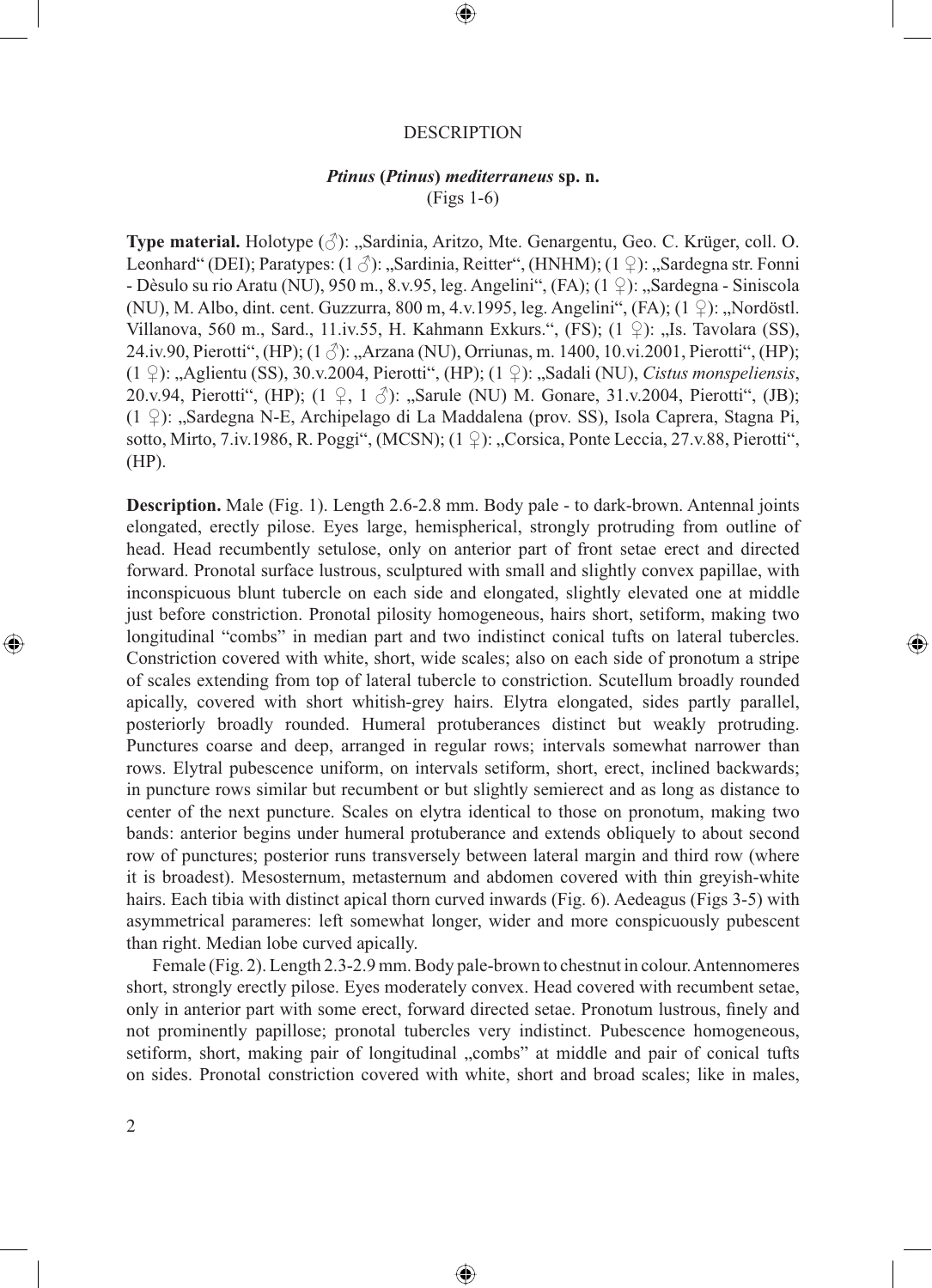## DESCRIPTION

### *Ptinus* (*Ptinus*) *mediterraneus* sp. n.
(Figs 1-6)

**Type material.** Holotype (♂): „Sardinia, Aritzo, Mte. Genargentu, Geo. C. Krüger, coll. O. Leonhard" (DEI); Paratypes: (1 ♂): „Sardinia, Reitter", (HNHM); (1 ♀): „Sardegna str. Fonni - Dèsulo su rio Aratu (NU), 950 m., 8.v.95, leg. Angelini", (FA); (1 ♀): „Sardegna - Siniscola (NU), M. Albo, dint. cent. Guzzurra, 800 m, 4.v.1995, leg. Angelini", (FA); (1 ♀): „Nordöstl. Villanova, 560 m., Sard., 11.iv.55, H. Kahmann Exkurs.", (FS); (1 ♀): „Is. Tavolara (SS), 24.iv.90, Pierotti", (HP); (1 ♂): „Arzana (NU), Orriunas, m. 1400, 10.vi.2001, Pierotti", (HP); (1 ♀): „Aglientu (SS), 30.v.2004, Pierotti", (HP); (1 ♀): „Sadali (NU), *Cistus monspeliensis*, 20.v.94, Pierotti", (HP); (1 ♀, 1 ♂): „Sarule (NU) M. Gonare, 31.v.2004, Pierotti", (JB); (1 ♀): „Sardegna N-E, Archipelago di La Maddalena (prov. SS), Isola Caprera, Stagna Pi, sotto, Mirto, 7.iv.1986, R. Poggi", (MCSN); (1 ♀): „Corsica, Ponte Leccia, 27.v.88, Pierotti", (HP).

**Description.** Male (Fig. 1). Length 2.6-2.8 mm. Body pale - to dark-brown. Antennal joints elongated, erectly pilose. Eyes large, hemispherical, strongly protruding from outline of head. Head recumbently setulose, only on anterior part of front setae erect and directed forward. Pronotal surface lustrous, sculptured with small and slightly convex papillae, with inconspicuous blunt tubercle on each side and elongated, slightly elevated one at middle just before constriction. Pronotal pilosity homogeneous, hairs short, setiform, making two longitudinal "combs" in median part and two indistinct conical tufts on lateral tubercles. Constriction covered with white, short, wide scales; also on each side of pronotum a stripe of scales extending from top of lateral tubercle to constriction. Scutellum broadly rounded apically, covered with short whitish-grey hairs. Elytra elongated, sides partly parallel, posteriorly broadly rounded. Humeral protuberances distinct but weakly protruding. Punctures coarse and deep, arranged in regular rows; intervals somewhat narrower than rows. Elytral pubescence uniform, on intervals setiform, short, erect, inclined backwards; in puncture rows similar but recumbent or but slightly semierect and as long as distance to center of the next puncture. Scales on elytra identical to those on pronotum, making two bands: anterior begins under humeral protuberance and extends obliquely to about second row of punctures; posterior runs transversely between lateral margin and third row (where it is broadest). Mesosternum, metasternum and abdomen covered with thin greyish-white hairs. Each tibia with distinct apical thorn curved inwards (Fig. 6). Aedeagus (Figs 3-5) with asymmetrical parameres: left somewhat longer, wider and more conspicuously pubescent than right. Median lobe curved apically.

Female (Fig. 2). Length 2.3-2.9 mm. Body pale-brown to chestnut in colour. Antennomeres short, strongly erectly pilose. Eyes moderately convex. Head covered with recumbent setae, only in anterior part with some erect, forward directed setae. Pronotum lustrous, finely and not prominently papillose; pronotal tubercles very indistinct. Pubescence homogeneous, setiform, short, making pair of longitudinal „combs" at middle and pair of conical tufts on sides. Pronotal constriction covered with white, short and broad scales; like in males,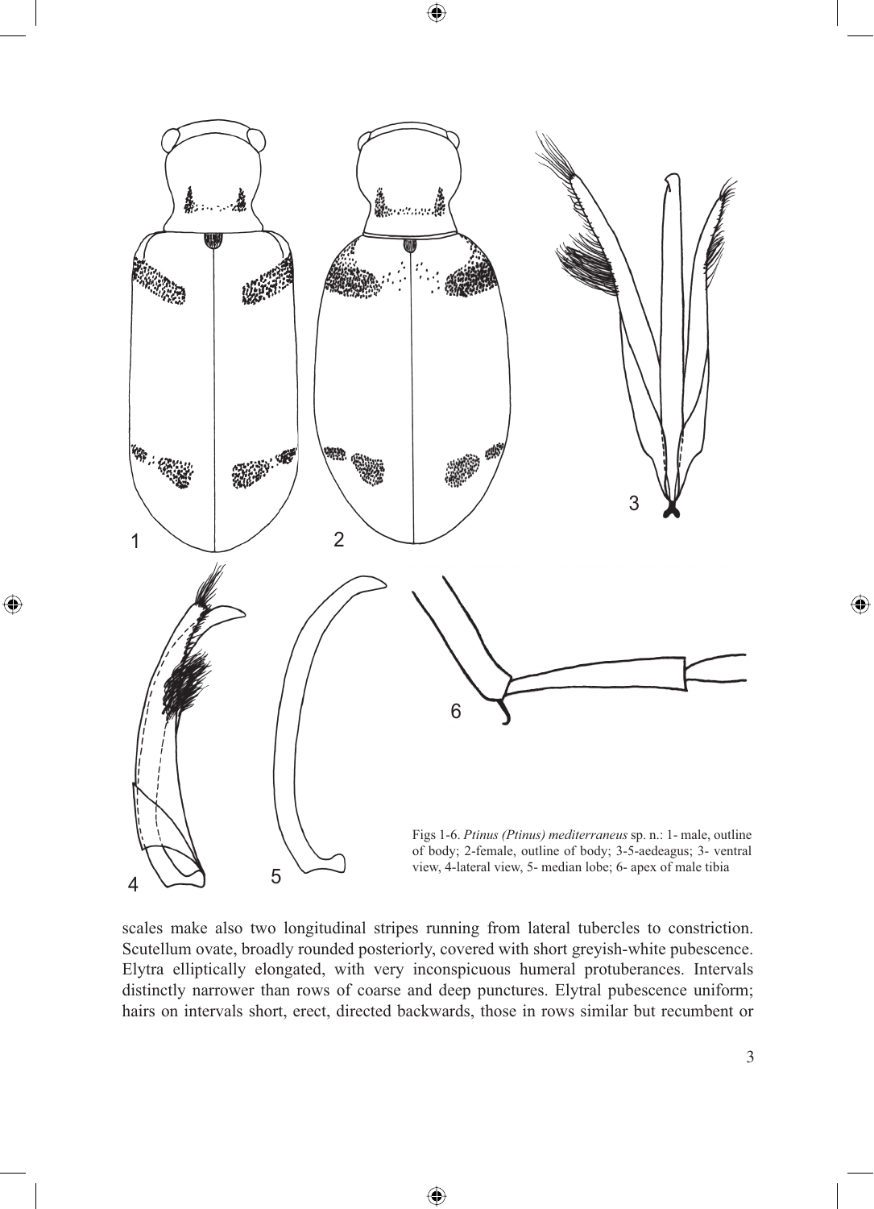Figs 1-6. *Ptinus (Ptinus) mediterraneus* sp. n.: 1- male, outline of body; 2-female, outline of body; 3-5-aedeagus; 3- ventral view, 4-lateral view, 5- median lobe; 6- apex of male tibia

scales make also two longitudinal stripes running from lateral tubercles to constriction. Scutellum ovate, broadly rounded posteriorly, covered with short greyish-white pubescence. Elytra elliptically elongated, with very inconspicuous humeral protuberances. Intervals distinctly narrower than rows of coarse and deep punctures. Elytral pubescence uniform; hairs on intervals short, erect, directed backwards, those in rows similar but recumbent or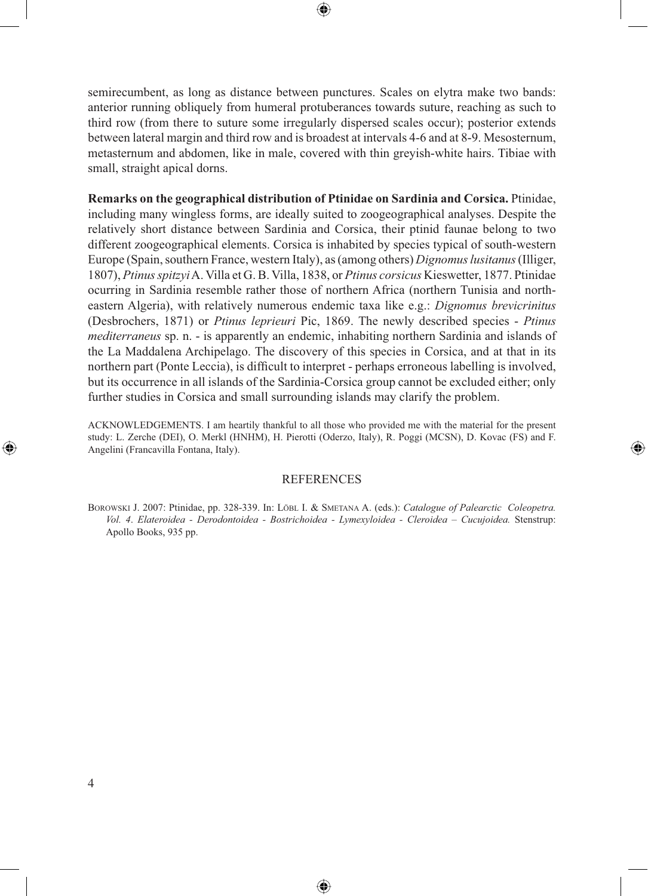semirecumbent, as long as distance between punctures. Scales on elytra make two bands: anterior running obliquely from humeral protuberances towards suture, reaching as such to third row (from there to suture some irregularly dispersed scales occur); posterior extends between lateral margin and third row and is broadest at intervals 4-6 and at 8-9. Mesosternum, metasternum and abdomen, like in male, covered with thin greyish-white hairs. Tibiae with small, straight apical dorns.

**Remarks on the geographical distribution of Ptinidae on Sardinia and Corsica.** Ptinidae, including many wingless forms, are ideally suited to zoogeographical analyses. Despite the relatively short distance between Sardinia and Corsica, their ptinid faunae belong to two different zoogeographical elements. Corsica is inhabited by species typical of south-western Europe (Spain, southern France, western Italy), as (among others) *Dignomus lusitanus* (Illiger, 1807), *Ptinus spitzyi* A. Villa et G. B. Villa, 1838, or *Ptinus corsicus* Kieswetter, 1877. Ptinidae ocurring in Sardinia resemble rather those of northern Africa (northern Tunisia and north-eastern Algeria), with relatively numerous endemic taxa like e.g.: *Dignomus brevicrinitus* (Desbrochers, 1871) or *Ptinus leprieuri* Pic, 1869. The newly described species - *Ptinus mediterraneus* sp. n. - is apparently an endemic, inhabiting northern Sardinia and islands of the La Maddalena Archipelago. The discovery of this species in Corsica, and at that in its northern part (Ponte Leccia), is difficult to interpret - perhaps erroneous labelling is involved, but its occurrence in all islands of the Sardinia-Corsica group cannot be excluded either; only further studies in Corsica and small surrounding islands may clarify the problem.

ACKNOWLEDGEMENTS. I am heartily thankful to all those who provided me with the material for the present study: L. Zerche (DEI), O. Merkl (HNHM), H. Pierotti (Oderzo, Italy), R. Poggi (MCSN), D. Kovac (FS) and F. Angelini (Francavilla Fontana, Italy).

## REFERENCES

Borowski J. 2007: Ptinidae, pp. 328-339. In: Löbl I. & Smetana A. (eds.): *Catalogue of Palearctic Coleopetra. Vol. 4. Elateroidea - Derodontoidea - Bostrichoidea - Lymexyloidea - Cleroidea – Cucujoidea.* Stenstrup: Apollo Books, 935 pp.